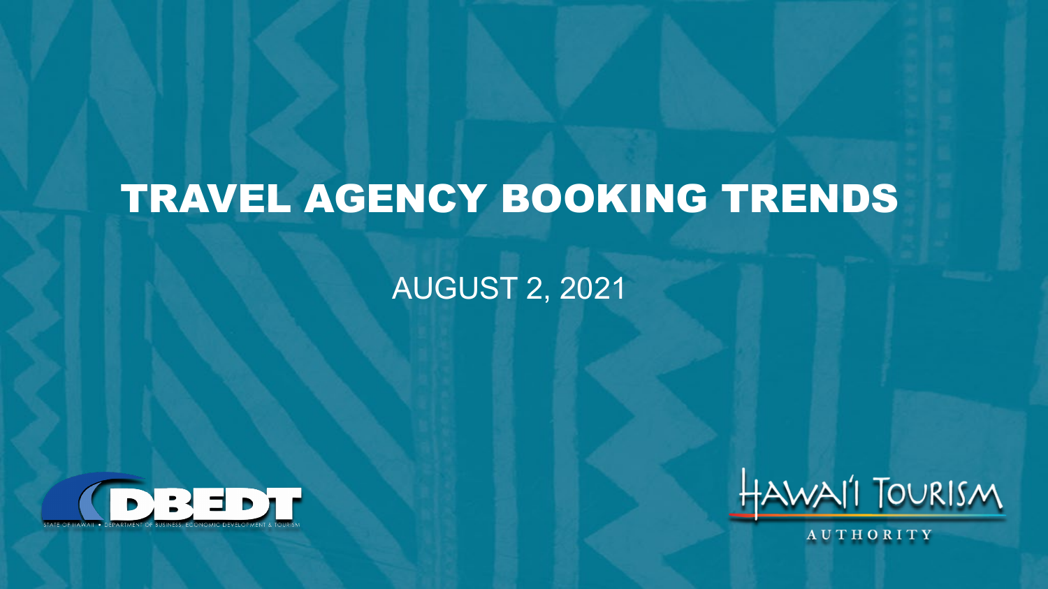# TRAVEL AGENCY BOOKING TRENDS

AUGUST 2, 2021

DBEDT

STATE OF HAWAII • DEPARTMENT OF BUSINESS, ECONOMIC DEVELOPMENT & TOURISM

HAWAI'I TOURISM AUTHORITY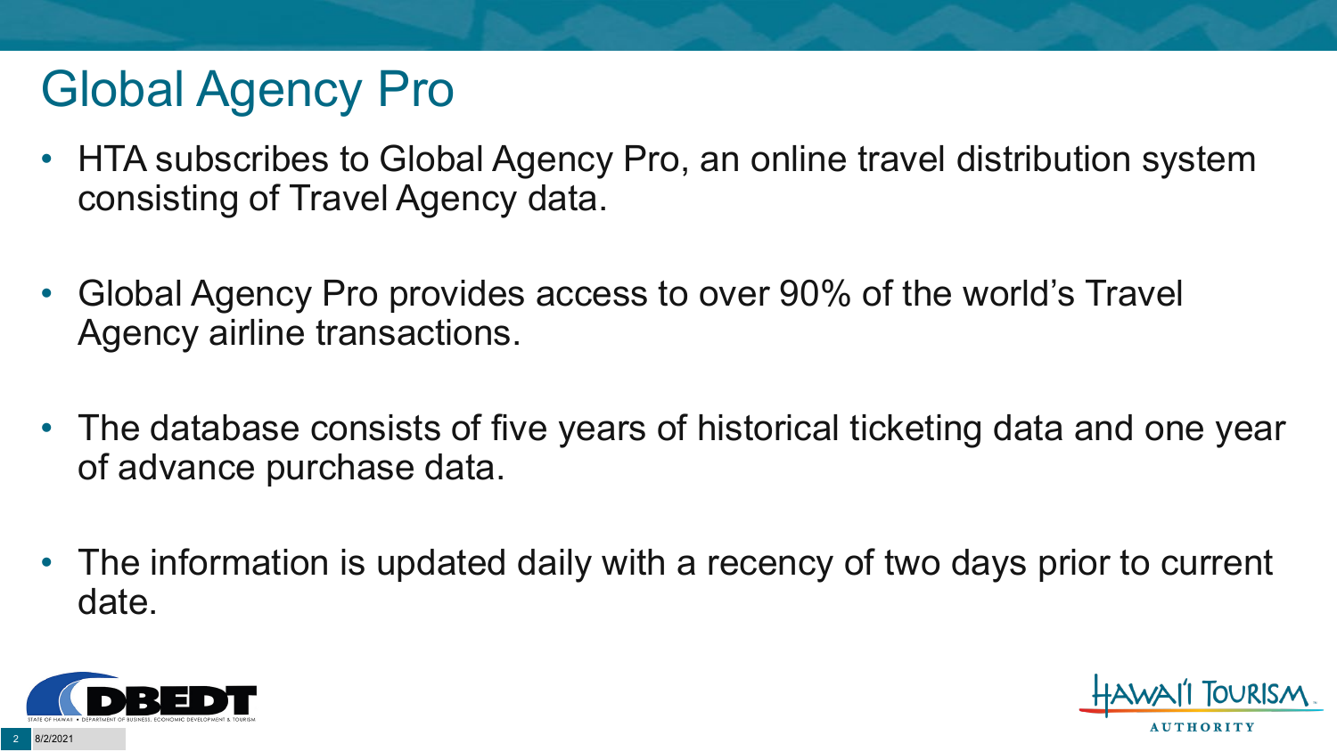# Global Agency Pro

- HTA subscribes to Global Agency Pro, an online travel distribution system consisting of Travel Agency data.

- Global Agency Pro provides access to over 90% of the world's Travel Agency airline transactions.

- The database consists of five years of historical ticketing data and one year of advance purchase data.

- The information is updated daily with a recency of two days prior to current date.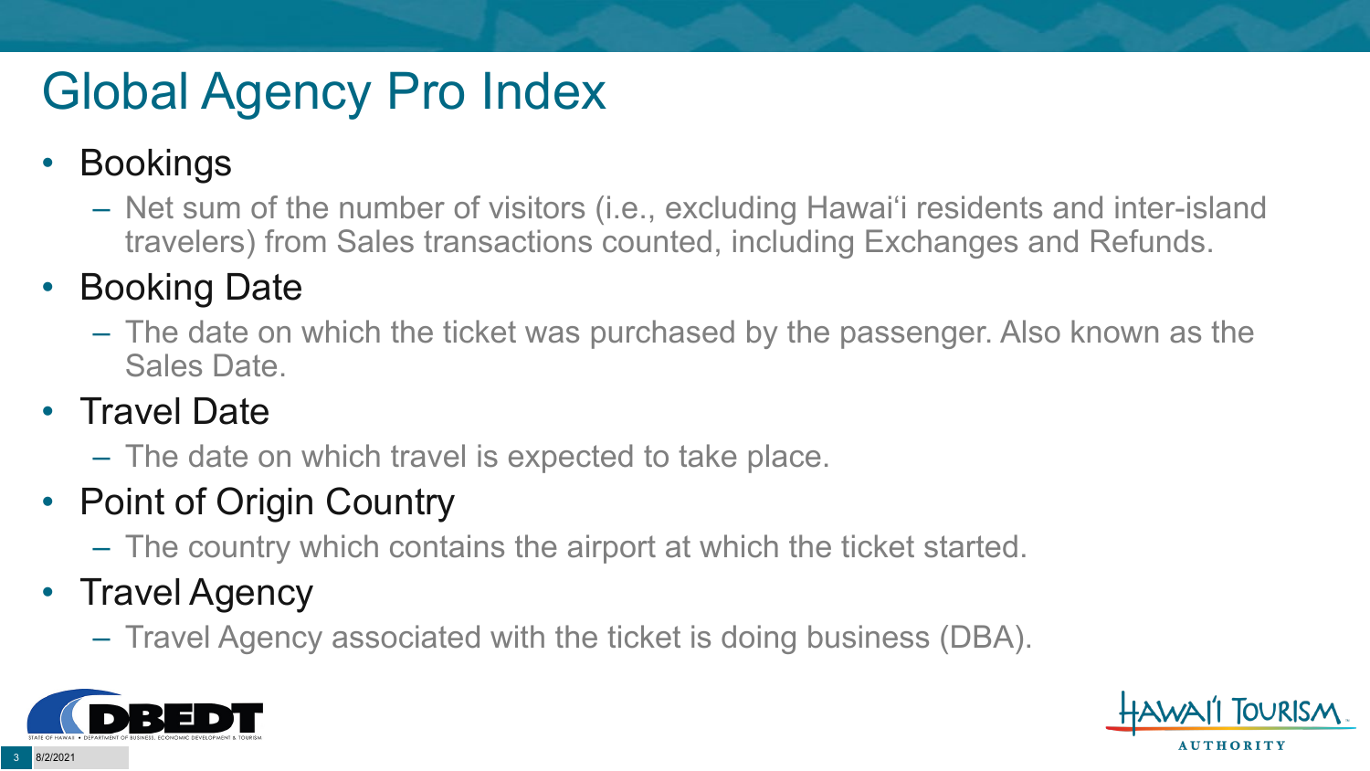# Global Agency Pro Index

- Bookings
  - Net sum of the number of visitors (i.e., excluding Hawai‘i residents and inter-island travelers) from Sales transactions counted, including Exchanges and Refunds.
- Booking Date
  - The date on which the ticket was purchased by the passenger. Also known as the Sales Date.
- Travel Date
  - The date on which travel is expected to take place.
- Point of Origin Country
  - The country which contains the airport at which the ticket started.
- Travel Agency
  - Travel Agency associated with the ticket is doing business (DBA).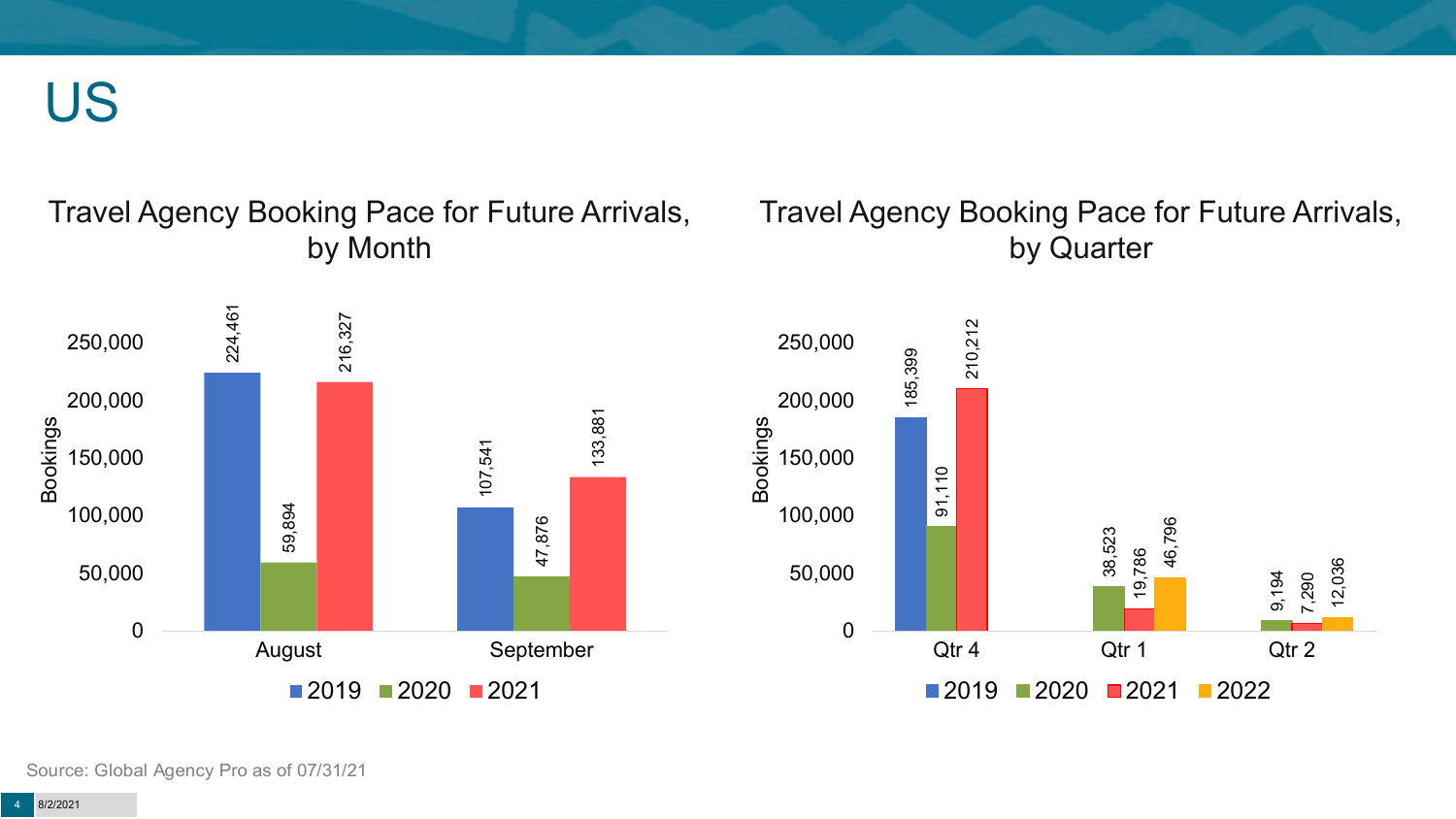# US

## Travel Agency Booking Pace for Future Arrivals, by Month

| Month | 2019 | 2020 | 2021 |
|---|---|---|---|
| August | 224,461 | 59,894 | 216,327 |
| September | 107,541 | 47,876 | 133,881 |

## Travel Agency Booking Pace for Future Arrivals, by Quarter

| Quarter | 2019 | 2020 | 2021 | 2022 |
|---|---|---|---|---|
| Qtr 4 | 185,399 | 91,110 | 210,212 | |
| Qtr 1 | | 38,523 | 19,786 | 46,796 |
| Qtr 2 | | 9,194 | 7,290 | 12,036 |

Source: Global Agency Pro as of 07/31/21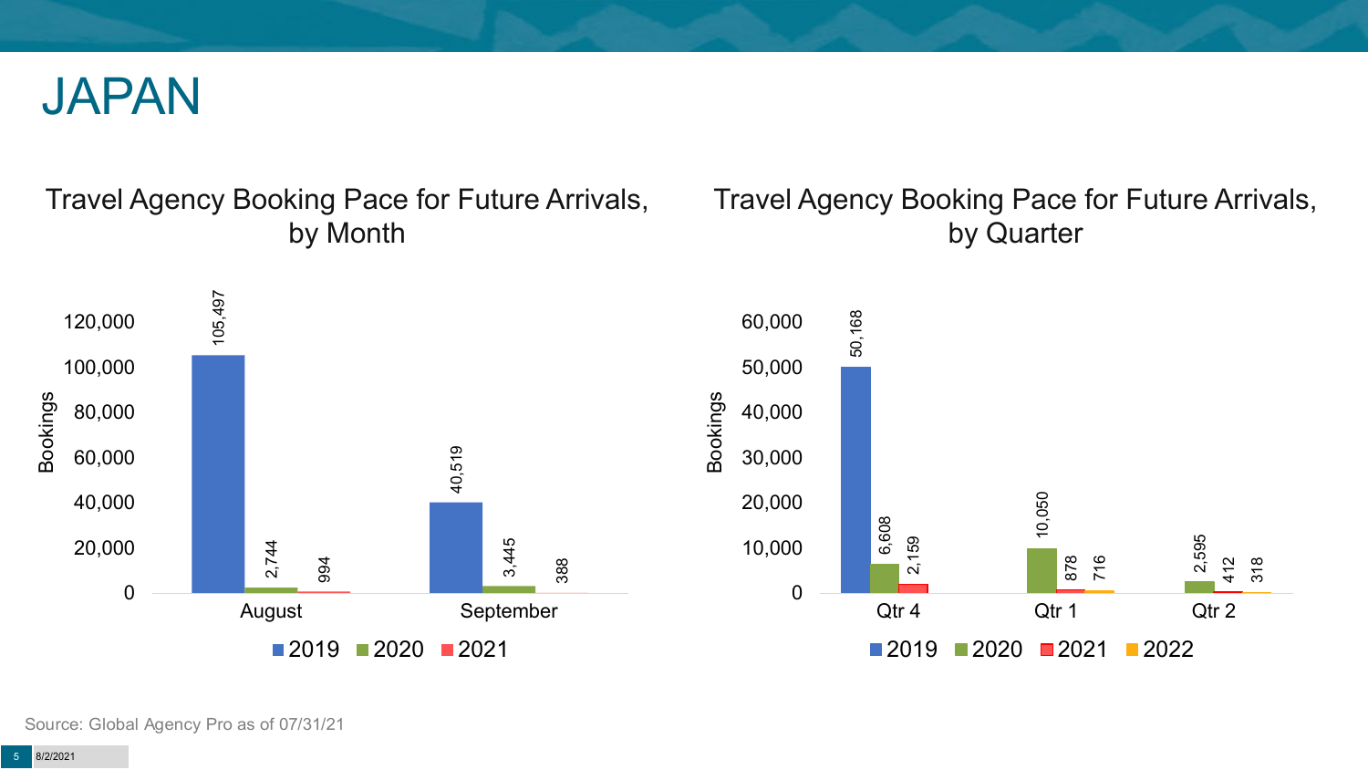# JAPAN

## Travel Agency Booking Pace for Future Arrivals, by Month

| Month | 2019 | 2020 | 2021 |
|---|---|---|---|
| August | 105,497 | 2,744 | 994 |
| September | 40,519 | 3,445 | 388 |

## Travel Agency Booking Pace for Future Arrivals, by Quarter

| Quarter | 2019 | 2020 | 2021 | 2022 |
|---|---|---|---|---|
| Qtr 4 | 50,168 | 6,608 | 2,159 | |
| Qtr 1 | | 10,050 | 878 | 716 |
| Qtr 2 | | 2,595 | 412 | 318 |

Source: Global Agency Pro as of 07/31/21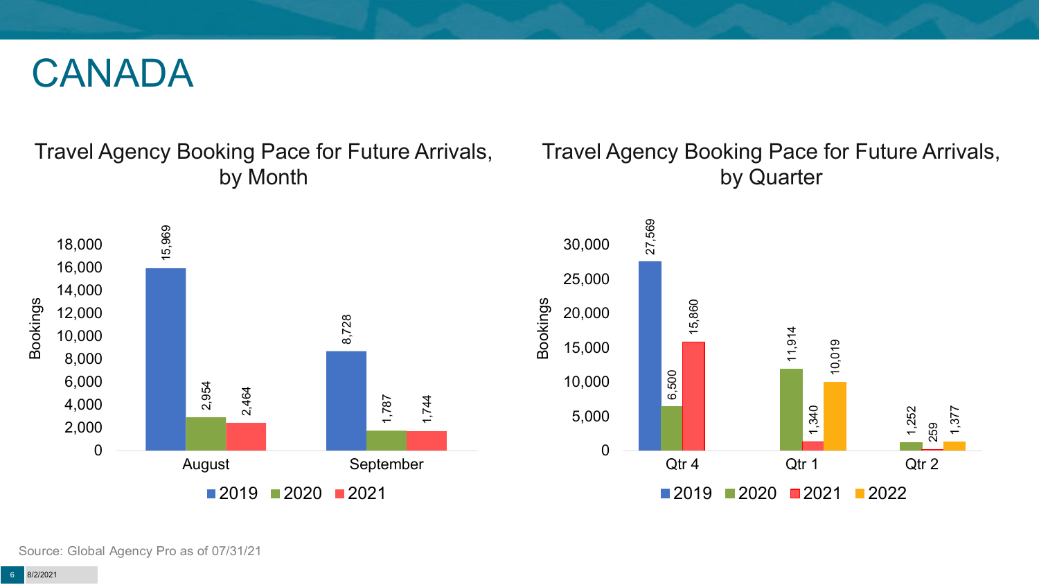# CANADA

## Travel Agency Booking Pace for Future Arrivals, by Month

| Month | 2019 | 2020 | 2021 |
|---|---|---|---|
| August | 15,969 | 2,954 | 2,464 |
| September | 8,728 | 1,787 | 1,744 |

## Travel Agency Booking Pace for Future Arrivals, by Quarter

| Quarter | 2019 | 2020 | 2021 | 2022 |
|---|---|---|---|---|
| Qtr 4 | 27,569 | 6,500 | 15,860 | |
| Qtr 1 | | 11,914 | 1,340 | 10,019 |
| Qtr 2 | | 1,252 | 259 | 1,377 |

Source: Global Agency Pro as of 07/31/21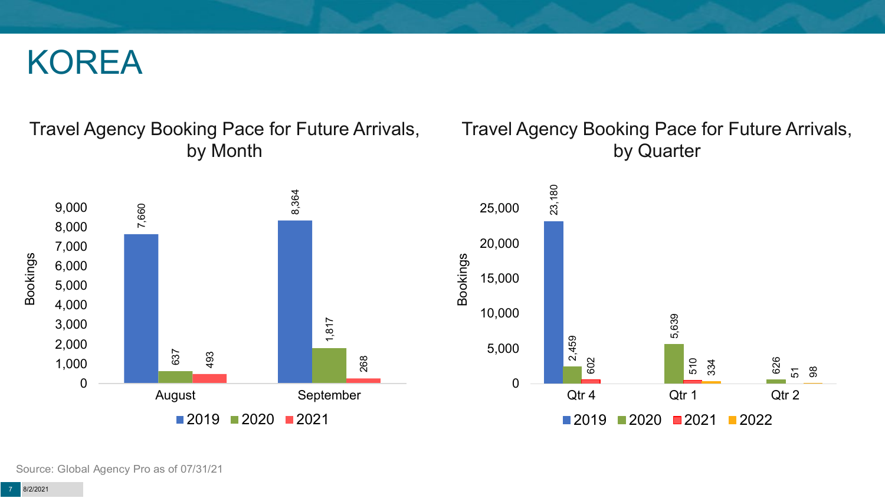# KOREA

## Travel Agency Booking Pace for Future Arrivals, by Month

| Month | 2019 | 2020 | 2021 |
|---|---|---|---|
| August | 7,660 | 637 | 493 |
| September | 8,364 | 1,817 | 268 |

## Travel Agency Booking Pace for Future Arrivals, by Quarter

| Quarter | 2019 | 2020 | 2021 | 2022 |
|---|---|---|---|---|
| Qtr 4 | 23,180 | 2,459 | 602 | |
| Qtr 1 | | 5,639 | 510 | 334 |
| Qtr 2 | | 626 | 51 | 98 |

Source: Global Agency Pro as of 07/31/21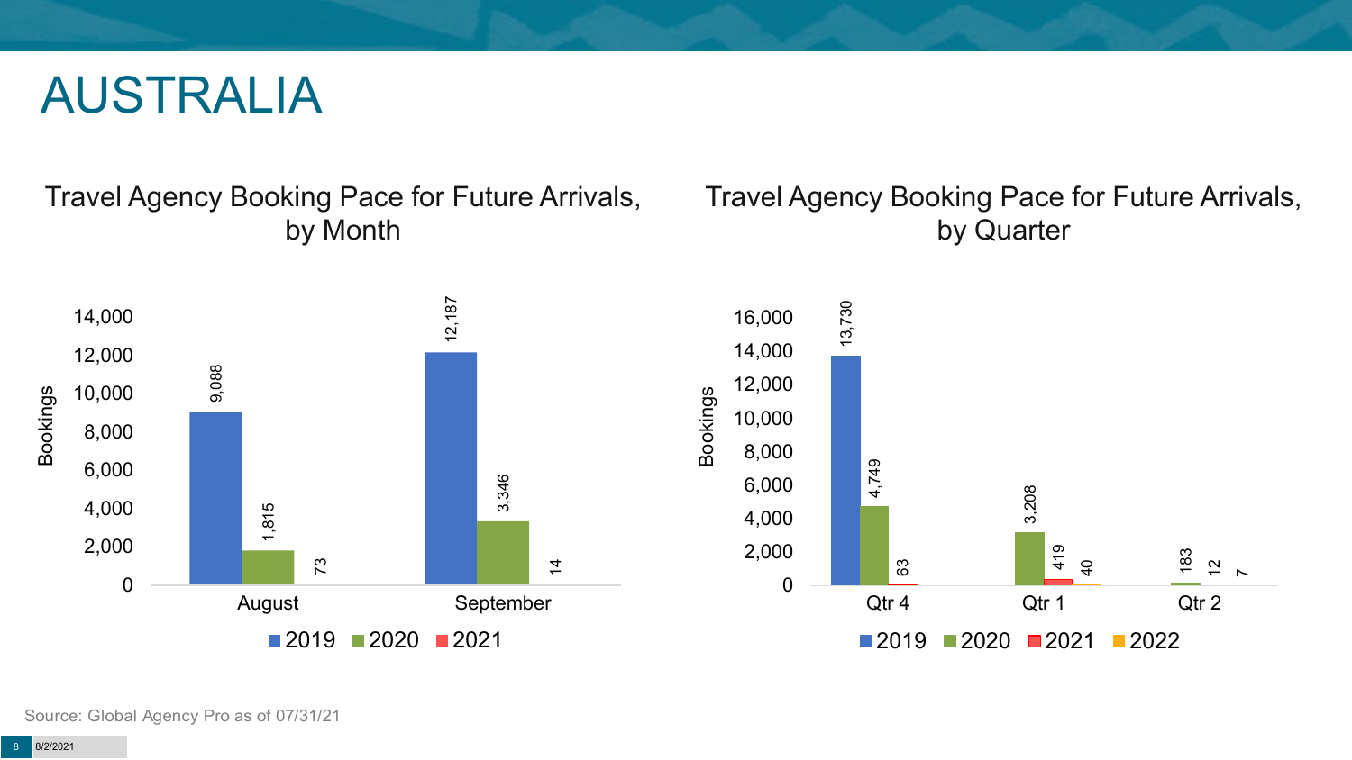# AUSTRALIA

## Travel Agency Booking Pace for Future Arrivals, by Month

| Month | 2019 | 2020 | 2021 |
|---|---|---|---|
| August | 9,088 | 1,815 | 73 |
| September | 12,187 | 3,346 | 14 |

## Travel Agency Booking Pace for Future Arrivals, by Quarter

| Quarter | 2019 | 2020 | 2021 | 2022 |
|---|---|---|---|---|
| Qtr 4 | 13,730 | 4,749 | 63 | |
| Qtr 1 | | 3,208 | 419 | 40 |
| Qtr 2 | | 183 | 12 | 7 |

Source: Global Agency Pro as of 07/31/21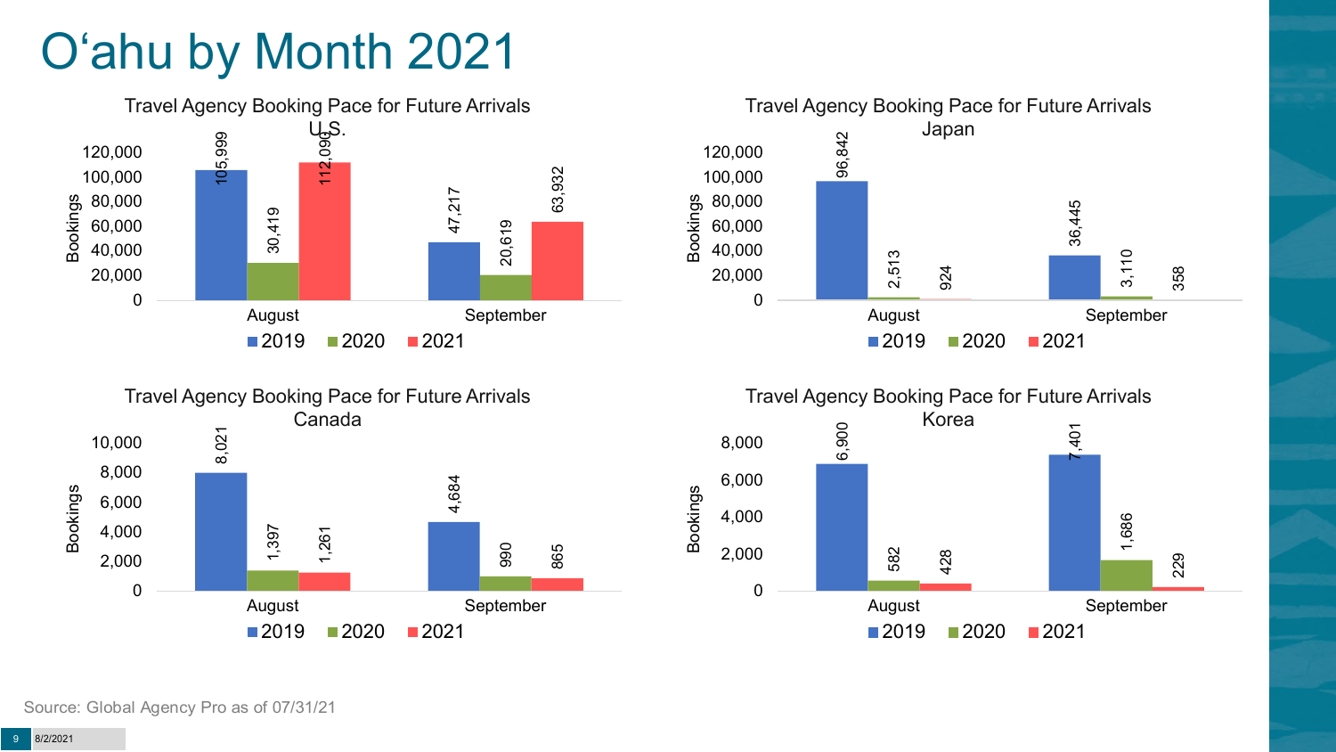# O‘ahu by Month 2021

**Travel Agency Booking Pace for Future Arrivals U.S.**

| Bookings | 2019 | 2020 | 2021 |
| --- | --- | --- | --- |
| August | 105,999 | 30,419 | 112,090 |
| September | 47,217 | 20,619 | 63,932 |

**Travel Agency Booking Pace for Future Arrivals Japan**

| Bookings | 2019 | 2020 | 2021 |
| --- | --- | --- | --- |
| August | 96,842 | 2,513 | 924 |
| September | 36,445 | 3,110 | 358 |

**Travel Agency Booking Pace for Future Arrivals Canada**

| Bookings | 2019 | 2020 | 2021 |
| --- | --- | --- | --- |
| August | 8,021 | 1,397 | 1,261 |
| September | 4,684 | 990 | 865 |

**Travel Agency Booking Pace for Future Arrivals Korea**

| Bookings | 2019 | 2020 | 2021 |
| --- | --- | --- | --- |
| August | 6,900 | 582 | 428 |
| September | 7,401 | 1,686 | 229 |

Source: Global Agency Pro as of 07/31/21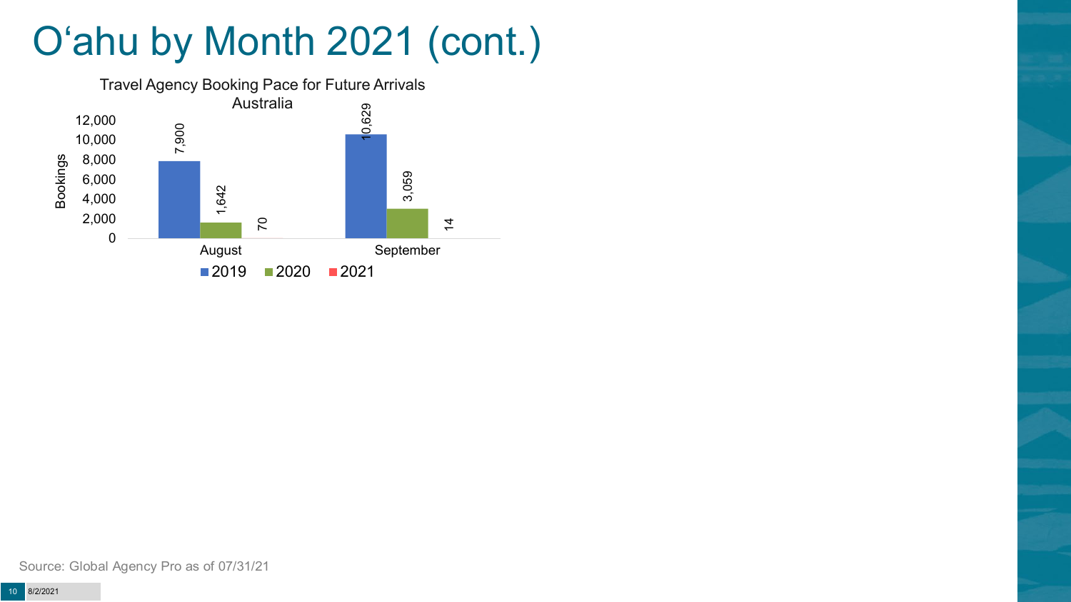# O‘ahu by Month 2021 (cont.)

**Travel Agency Booking Pace for Future Arrivals Australia**

| Bookings | 2019 | 2020 | 2021 |
|---|---|---|---|
| August | 7,900 | 1,642 | 70 |
| September | 10,629 | 3,059 | 14 |

Source: Global Agency Pro as of 07/31/21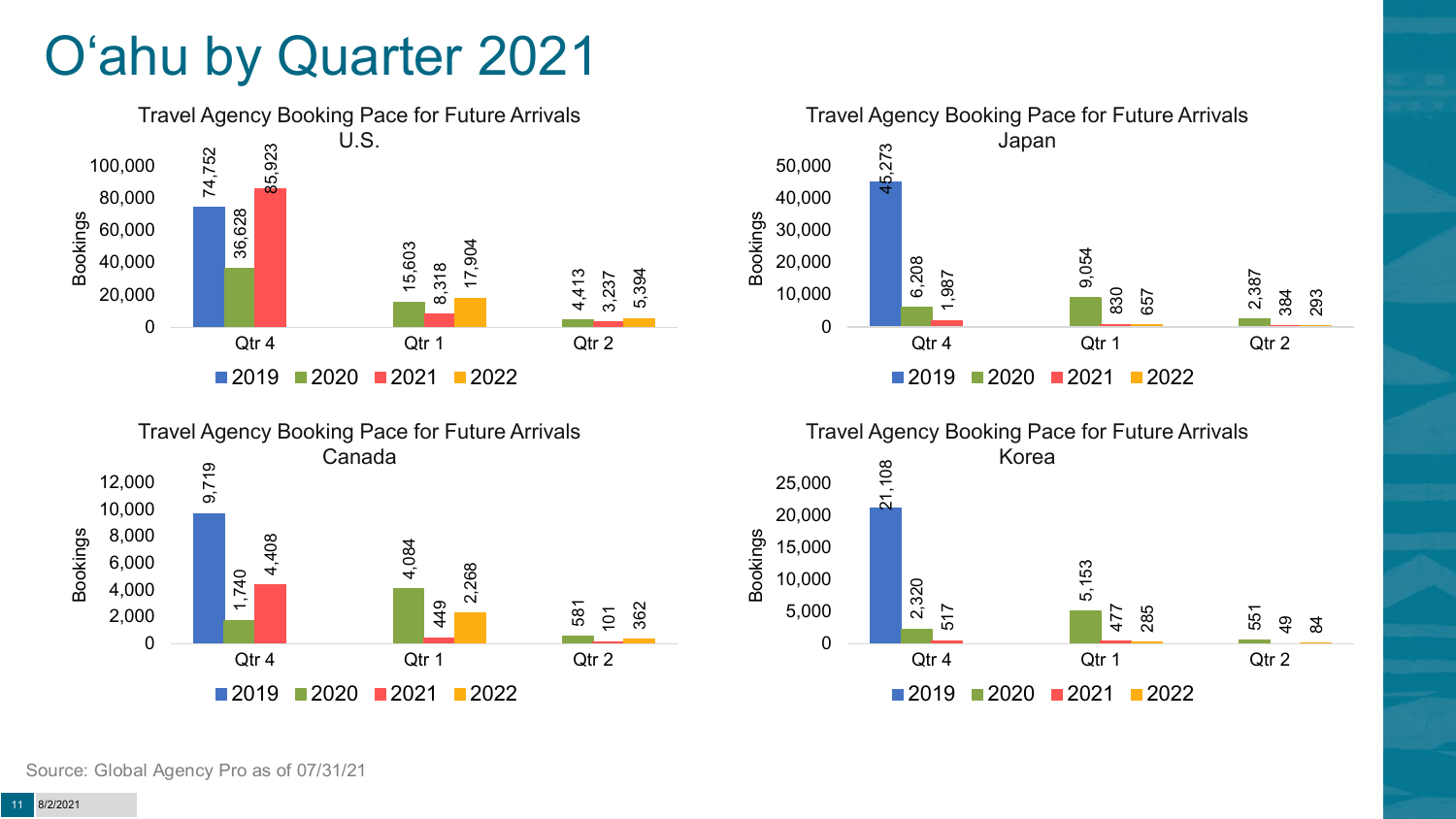# O'ahu by Quarter 2021

### Travel Agency Booking Pace for Future Arrivals U.S.

| Quarter | 2019 | 2020 | 2021 | 2022 |
| --- | --- | --- | --- | --- |
| Qtr 4 | 74,752 | 36,628 | 85,923 | |
| Qtr 1 | | 15,603 | 8,318 | 17,904 |
| Qtr 2 | | 4,413 | 3,237 | 5,394 |

### Travel Agency Booking Pace for Future Arrivals Japan

| Quarter | 2019 | 2020 | 2021 | 2022 |
| --- | --- | --- | --- | --- |
| Qtr 4 | 45,273 | 6,208 | 1,987 | |
| Qtr 1 | | 9,054 | 830 | 657 |
| Qtr 2 | | 2,387 | 384 | 293 |

### Travel Agency Booking Pace for Future Arrivals Canada

| Quarter | 2019 | 2020 | 2021 | 2022 |
| --- | --- | --- | --- | --- |
| Qtr 4 | 9,719 | 1,740 | 4,408 | |
| Qtr 1 | | 4,084 | 449 | 2,268 |
| Qtr 2 | | 581 | 101 | 362 |

### Travel Agency Booking Pace for Future Arrivals Korea

| Quarter | 2019 | 2020 | 2021 | 2022 |
| --- | --- | --- | --- | --- |
| Qtr 4 | 21,108 | 2,320 | 517 | |
| Qtr 1 | | 5,153 | 477 | 285 |
| Qtr 2 | | 551 | 49 | 84 |

Source: Global Agency Pro as of 07/31/21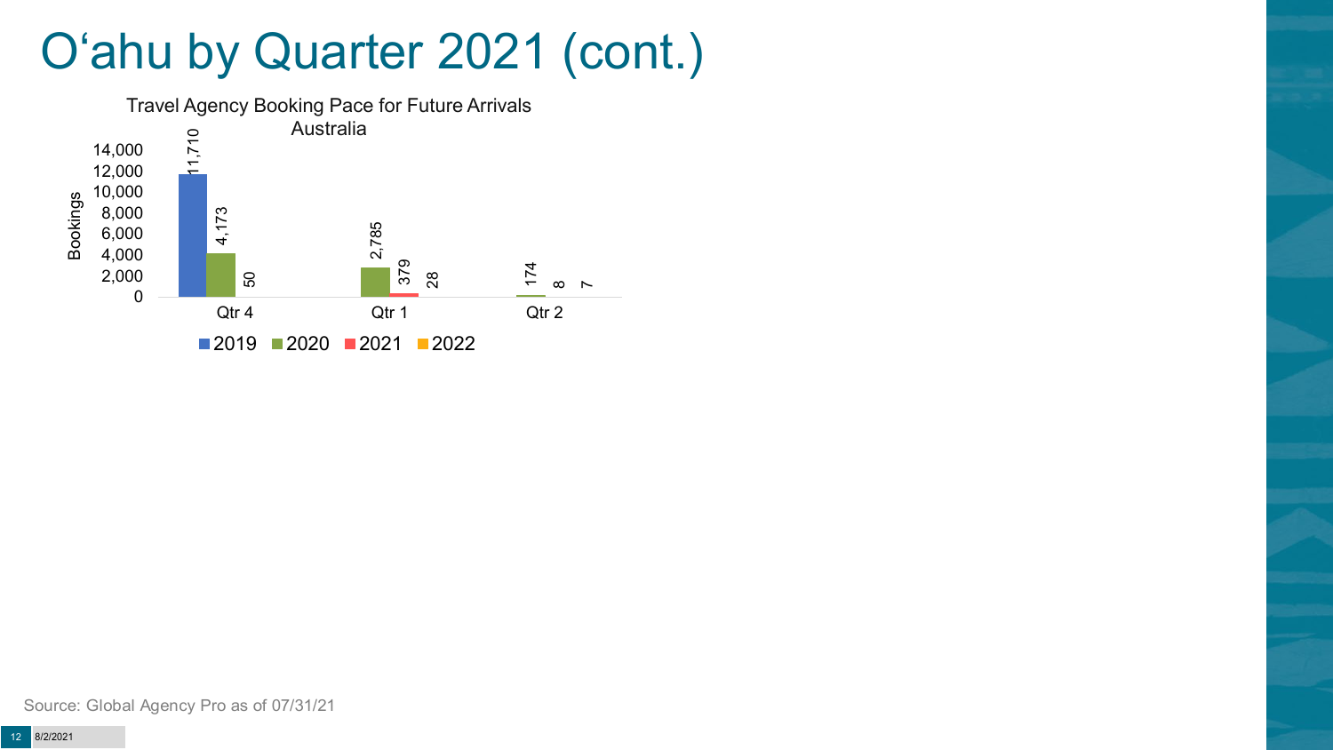# O'ahu by Quarter 2021 (cont.)

Travel Agency Booking Pace for Future Arrivals
Australia

| Quarter | 2019 | 2020 | 2021 | 2022 |
|---|---|---|---|---|
| Qtr 4 | 11,710 | 4,173 | 50 | |
| Qtr 1 | | 2,785 | 379 | 28 |
| Qtr 2 | | 174 | 8 | 7 |

Source: Global Agency Pro as of 07/31/21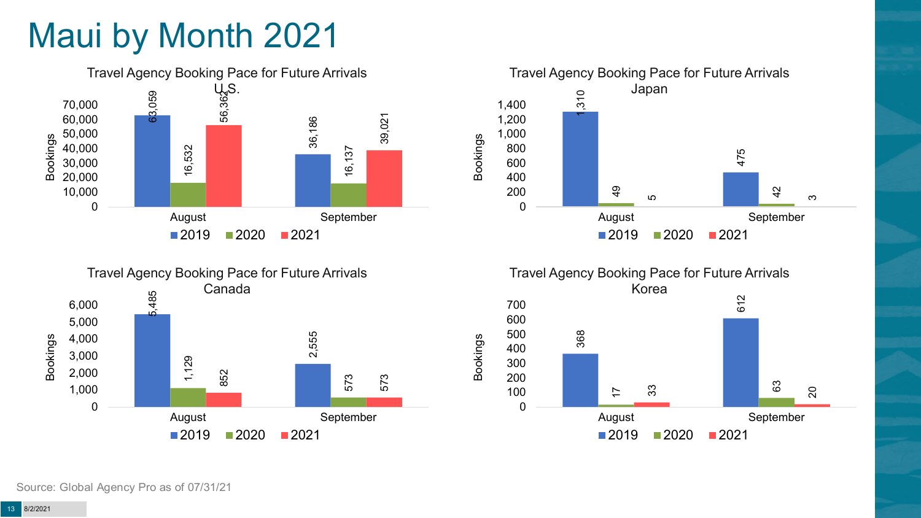# Maui by Month 2021

### Travel Agency Booking Pace for Future Arrivals U.S.

| Bookings | 2019 | 2020 | 2021 |
|---|---|---|---|
| August | 63,059 | 16,532 | 56,362 |
| September | 36,186 | 16,137 | 39,021 |

### Travel Agency Booking Pace for Future Arrivals Japan

| Bookings | 2019 | 2020 | 2021 |
|---|---|---|---|
| August | 1,310 | 49 | 5 |
| September | 475 | 42 | 3 |

### Travel Agency Booking Pace for Future Arrivals Canada

| Bookings | 2019 | 2020 | 2021 |
|---|---|---|---|
| August | 5,485 | 1,129 | 852 |
| September | 2,555 | 573 | 573 |

### Travel Agency Booking Pace for Future Arrivals Korea

| Bookings | 2019 | 2020 | 2021 |
|---|---|---|---|
| August | 368 | 17 | 33 |
| September | 612 | 63 | 20 |

Source: Global Agency Pro as of 07/31/21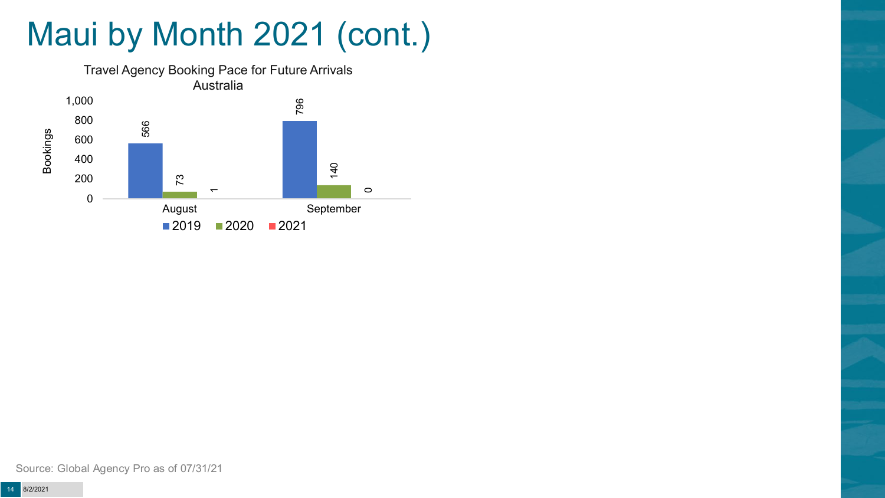# Maui by Month 2021 (cont.)

**Travel Agency Booking Pace for Future Arrivals**
**Australia**

| Bookings | 2019 | 2020 | 2021 |
|---|---|---|---|
| August | 566 | 73 | 1 |
| September | 796 | 140 | 0 |

Source: Global Agency Pro as of 07/31/21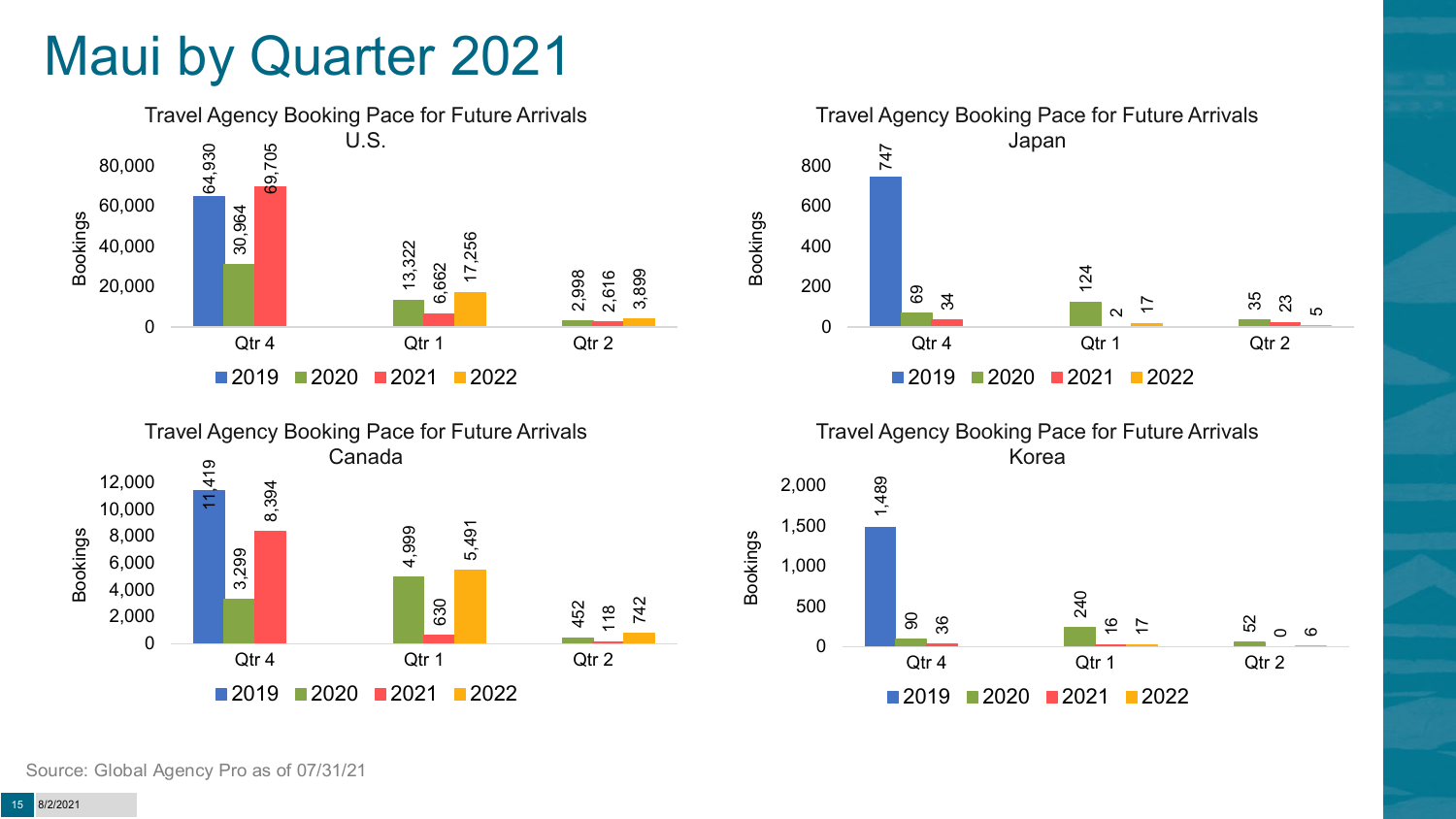# Maui by Quarter 2021

### Travel Agency Booking Pace for Future Arrivals U.S.

| | 2019 | 2020 | 2021 | 2022 |
|---|---|---|---|---|
| Qtr 4 | 64,930 | 30,964 | 69,705 | |
| Qtr 1 | | 13,322 | 6,662 | 17,256 |
| Qtr 2 | | 2,998 | 2,616 | 3,899 |

### Travel Agency Booking Pace for Future Arrivals Japan

| | 2019 | 2020 | 2021 | 2022 |
|---|---|---|---|---|
| Qtr 4 | 747 | 69 | 34 | |
| Qtr 1 | | 124 | 2 | 17 |
| Qtr 2 | | 35 | 23 | 5 |

### Travel Agency Booking Pace for Future Arrivals Canada

| | 2019 | 2020 | 2021 | 2022 |
|---|---|---|---|---|
| Qtr 4 | 11,419 | 3,299 | 8,394 | |
| Qtr 1 | | 4,999 | 630 | 5,491 |
| Qtr 2 | | 452 | 118 | 742 |

### Travel Agency Booking Pace for Future Arrivals Korea

| | 2019 | 2020 | 2021 | 2022 |
|---|---|---|---|---|
| Qtr 4 | 1,489 | 90 | 36 | |
| Qtr 1 | | 240 | 16 | 17 |
| Qtr 2 | | 52 | 0 | 6 |

Source: Global Agency Pro as of 07/31/21

8/2/2021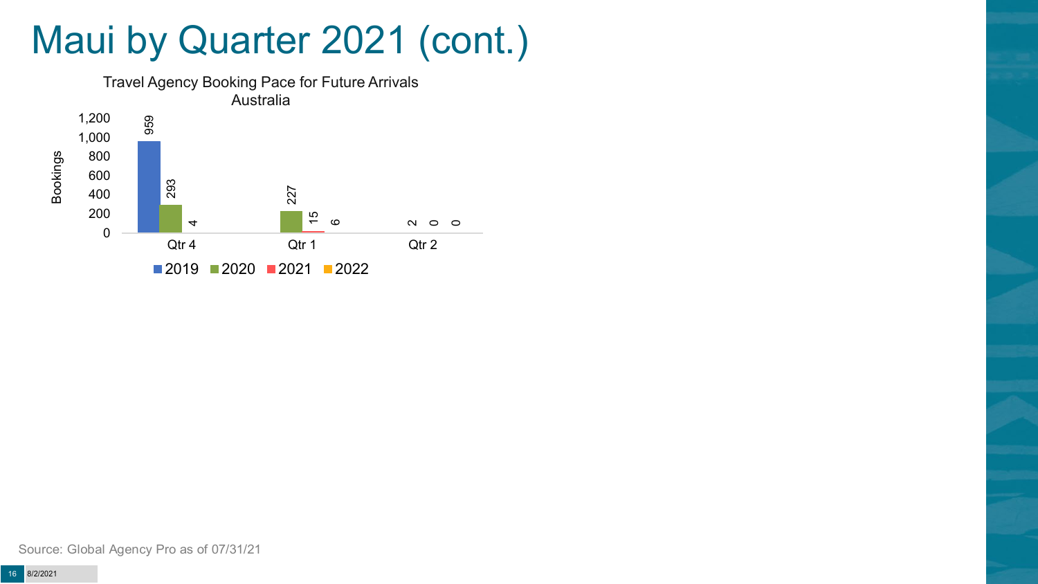# Maui by Quarter 2021 (cont.)

Travel Agency Booking Pace for Future Arrivals
Australia

| Bookings | 2019 | 2020 | 2021 | 2022 |
|---|---|---|---|---|
| Qtr 4 | 959 | 293 | 4 | |
| Qtr 1 | | 227 | 15 | 6 |
| Qtr 2 | | 2 | 0 | 0 |

Source: Global Agency Pro as of 07/31/21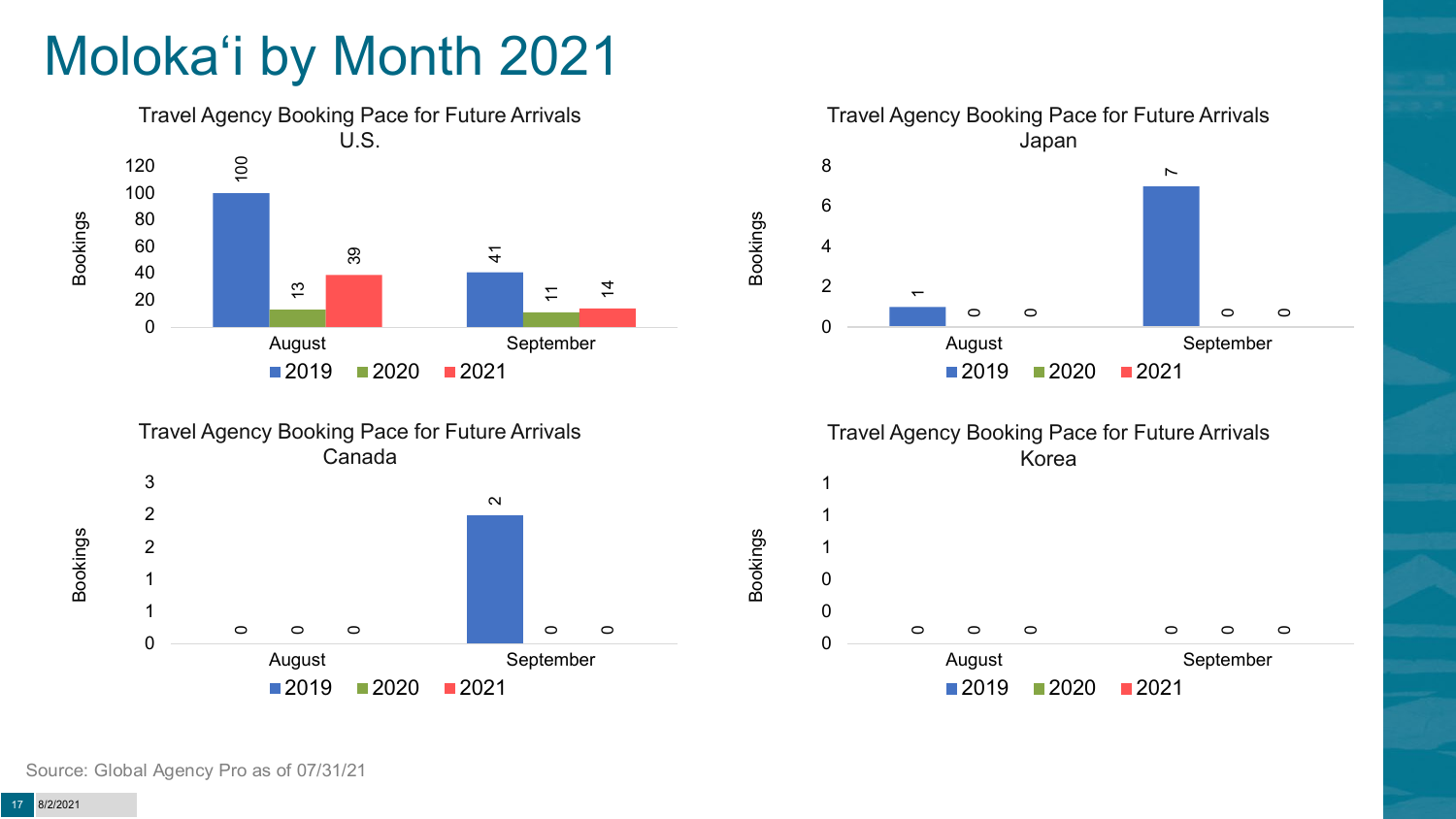# Molokaʻi by Month 2021

### Travel Agency Booking Pace for Future Arrivals U.S.

| Bookings | 2019 | 2020 | 2021 |
|---|---|---|---|
| August | 100 | 13 | 39 |
| September | 41 | 11 | 14 |

### Travel Agency Booking Pace for Future Arrivals Japan

| Bookings | 2019 | 2020 | 2021 |
|---|---|---|---|
| August | 1 | 0 | 0 |
| September | 7 | 0 | 0 |

### Travel Agency Booking Pace for Future Arrivals Canada

| Bookings | 2019 | 2020 | 2021 |
|---|---|---|---|
| August | 0 | 0 | 0 |
| September | 2 | 0 | 0 |

### Travel Agency Booking Pace for Future Arrivals Korea

| Bookings | 2019 | 2020 | 2021 |
|---|---|---|---|
| August | 0 | 0 | 0 |
| September | 0 | 0 | 0 |

Source: Global Agency Pro as of 07/31/21

8/2/2021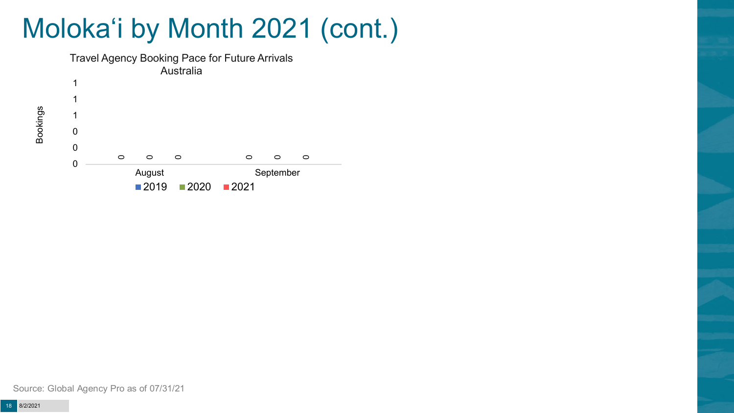# Molokaʻi by Month 2021 (cont.)

**Travel Agency Booking Pace for Future Arrivals**
**Australia**

| Month | 2019 | 2020 | 2021 |
|---|---|---|---|
| August | 0 | 0 | 0 |
| September | 0 | 0 | 0 |

Source: Global Agency Pro as of 07/31/21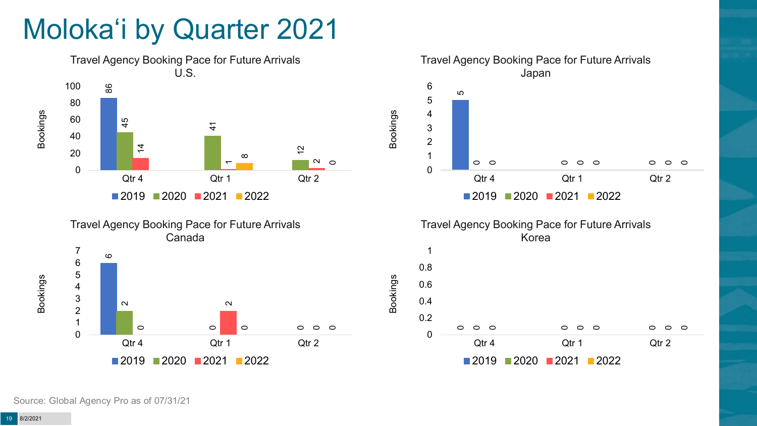# Moloka'i by Quarter 2021

### Travel Agency Booking Pace for Future Arrivals U.S.

| Bookings | 2019 | 2020 | 2021 | 2022 |
|---|---|---|---|---|
| Qtr 4 | 86 | 45 | 14 | |
| Qtr 1 | | 41 | 1 | 8 |
| Qtr 2 | | 12 | 2 | 0 |

### Travel Agency Booking Pace for Future Arrivals Japan

| Bookings | 2019 | 2020 | 2021 | 2022 |
|---|---|---|---|---|
| Qtr 4 | 5 | 0 | 0 | |
| Qtr 1 | | 0 | 0 | 0 |
| Qtr 2 | | 0 | 0 | 0 |

### Travel Agency Booking Pace for Future Arrivals Canada

| Bookings | 2019 | 2020 | 2021 | 2022 |
|---|---|---|---|---|
| Qtr 4 | 6 | 2 | 0 | |
| Qtr 1 | | 0 | 2 | 0 |
| Qtr 2 | | 0 | 0 | 0 |

### Travel Agency Booking Pace for Future Arrivals Korea

| Bookings | 2019 | 2020 | 2021 | 2022 |
|---|---|---|---|---|
| Qtr 4 | 0 | 0 | 0 | |
| Qtr 1 | | 0 | 0 | 0 |
| Qtr 2 | | 0 | 0 | 0 |

Source: Global Agency Pro as of 07/31/21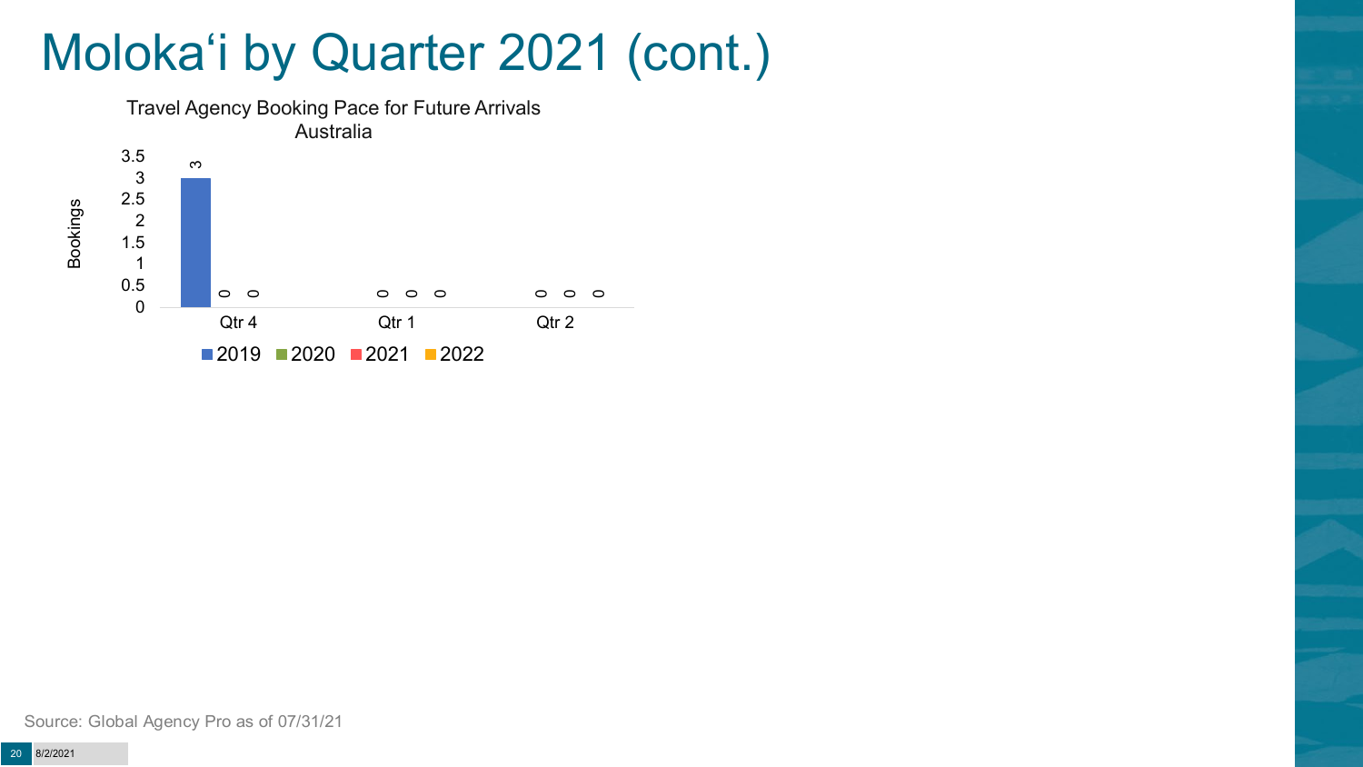# Molokaʻi by Quarter 2021 (cont.)

Travel Agency Booking Pace for Future Arrivals
Australia

| Bookings | 2019 | 2020 | 2021 | 2022 |
|---|---|---|---|---|
| Qtr 4 | 3 | 0 | 0 | |
| Qtr 1 | | 0 | 0 | 0 |
| Qtr 2 | | 0 | 0 | 0 |

Source: Global Agency Pro as of 07/31/21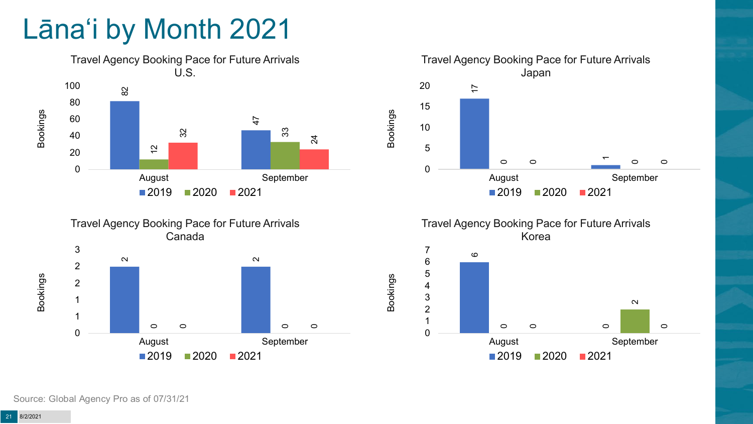# Lānaʻi by Month 2021

### Travel Agency Booking Pace for Future Arrivals U.S.

| Bookings | 2019 | 2020 | 2021 |
|---|---|---|---|
| August | 82 | 12 | 32 |
| September | 47 | 33 | 24 |

### Travel Agency Booking Pace for Future Arrivals Japan

| Bookings | 2019 | 2020 | 2021 |
|---|---|---|---|
| August | 17 | 0 | 0 |
| September | 1 | 0 | 0 |

### Travel Agency Booking Pace for Future Arrivals Canada

| Bookings | 2019 | 2020 | 2021 |
|---|---|---|---|
| August | 2 | 0 | 0 |
| September | 2 | 0 | 0 |

### Travel Agency Booking Pace for Future Arrivals Korea

| Bookings | 2019 | 2020 | 2021 |
|---|---|---|---|
| August | 6 | 0 | 0 |
| September | 0 | 2 | 0 |

Source: Global Agency Pro as of 07/31/21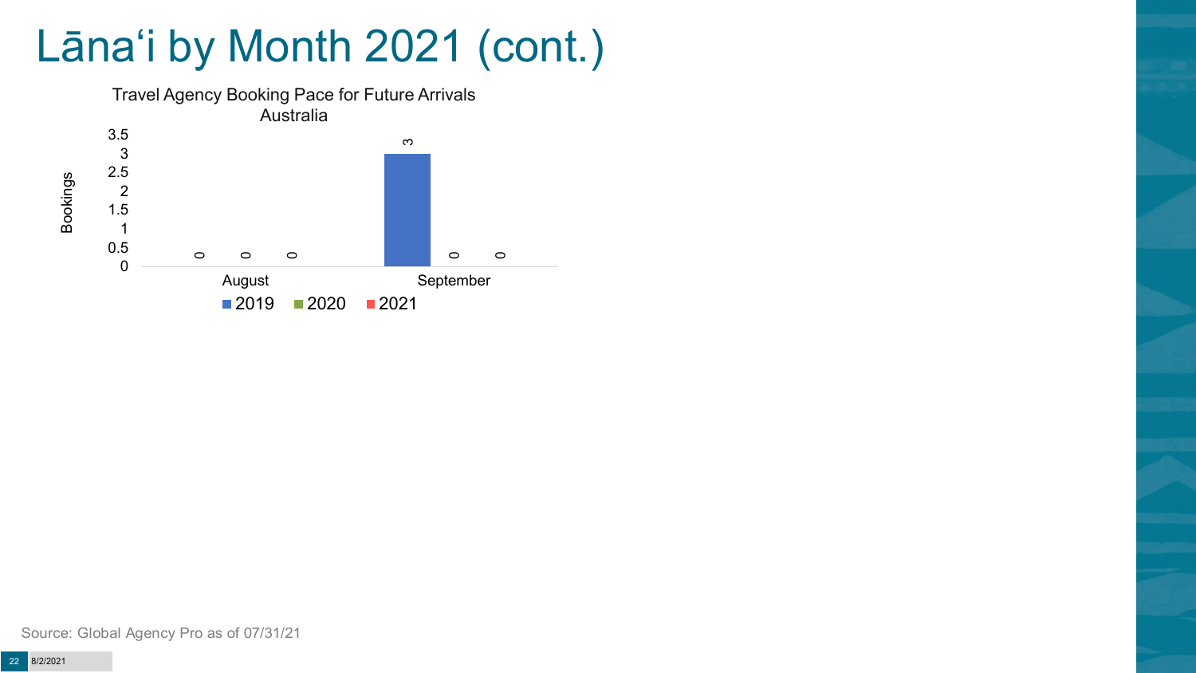# Lānaʻi by Month 2021 (cont.)

Travel Agency Booking Pace for Future Arrivals
Australia

| Month | 2019 | 2020 | 2021 |
|---|---|---|---|
| August | 0 | 0 | 0 |
| September | 3 | 0 | 0 |

Source: Global Agency Pro as of 07/31/21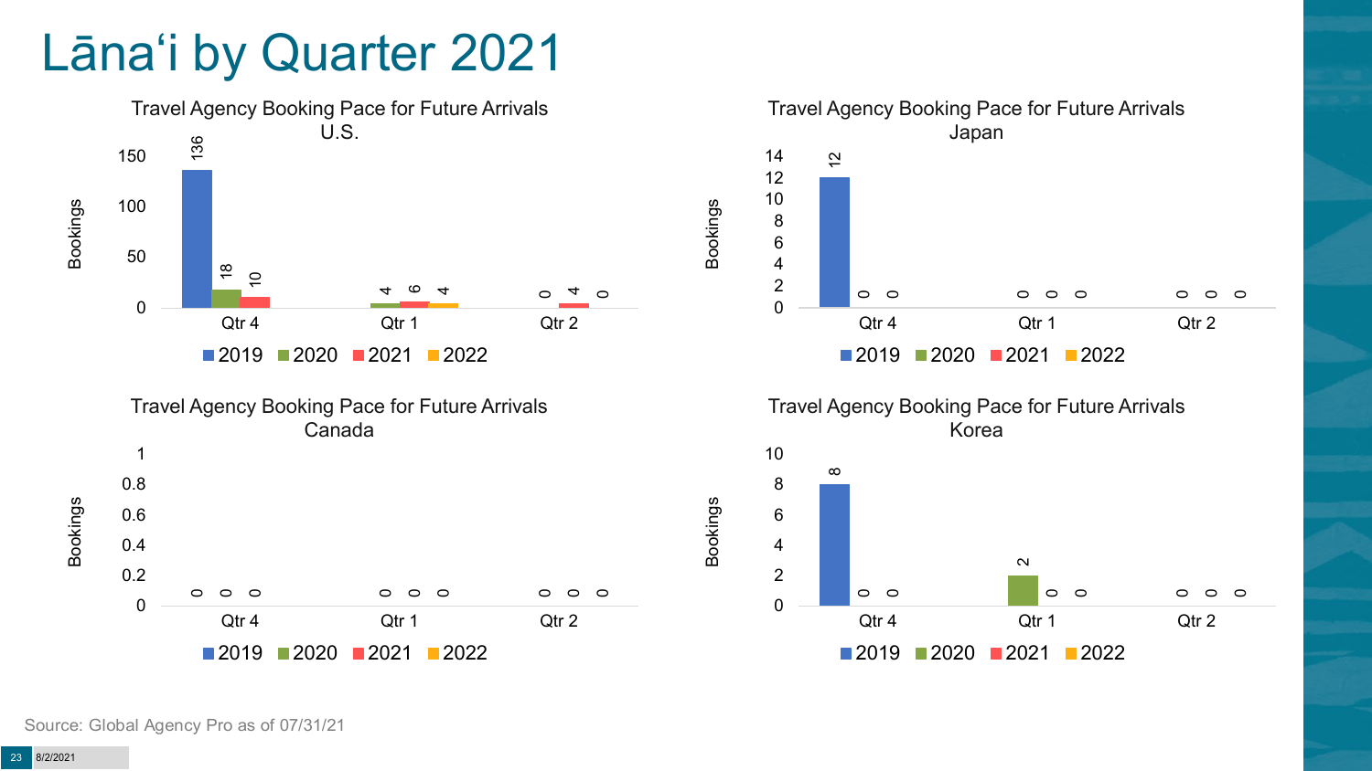# Lānaʻi by Quarter 2021

**Travel Agency Booking Pace for Future Arrivals U.S.**

| Bookings | 2019 | 2020 | 2021 | 2022 |
|---|---|---|---|---|
| Qtr 4 | 136 | 18 | 10 | |
| Qtr 1 | | 4 | 6 | 4 |
| Qtr 2 | | 0 | 4 | 0 |

**Travel Agency Booking Pace for Future Arrivals Japan**

| Bookings | 2019 | 2020 | 2021 | 2022 |
|---|---|---|---|---|
| Qtr 4 | 12 | 0 | 0 | |
| Qtr 1 | | 0 | 0 | 0 |
| Qtr 2 | | 0 | 0 | 0 |

**Travel Agency Booking Pace for Future Arrivals Canada**

| Bookings | 2019 | 2020 | 2021 | 2022 |
|---|---|---|---|---|
| Qtr 4 | 0 | 0 | 0 | |
| Qtr 1 | | 0 | 0 | 0 |
| Qtr 2 | | 0 | 0 | 0 |

**Travel Agency Booking Pace for Future Arrivals Korea**

| Bookings | 2019 | 2020 | 2021 | 2022 |
|---|---|---|---|---|
| Qtr 4 | 8 | 0 | 0 | |
| Qtr 1 | | 2 | 0 | 0 |
| Qtr 2 | | 0 | 0 | 0 |

Source: Global Agency Pro as of 07/31/21

8/2/2021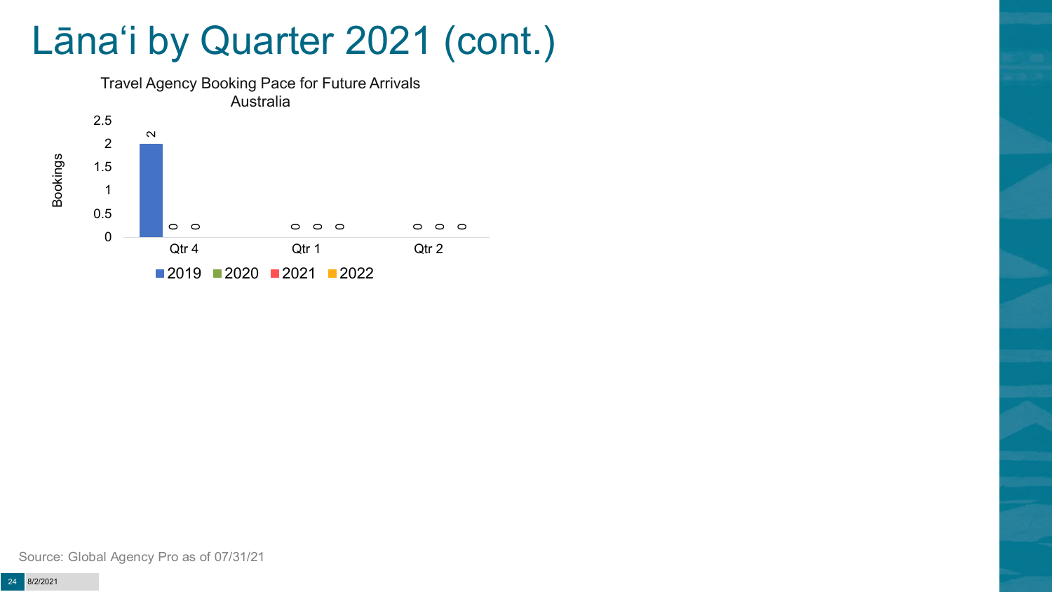# Lānaʻi by Quarter 2021 (cont.)

Travel Agency Booking Pace for Future Arrivals
Australia

| Quarter | 2019 | 2020 | 2021 | 2022 |
| --- | --- | --- | --- | --- |
| Qtr 4 | 2 | 0 | 0 | |
| Qtr 1 | | 0 | 0 | 0 |
| Qtr 2 | | 0 | 0 | 0 |

Source: Global Agency Pro as of 07/31/21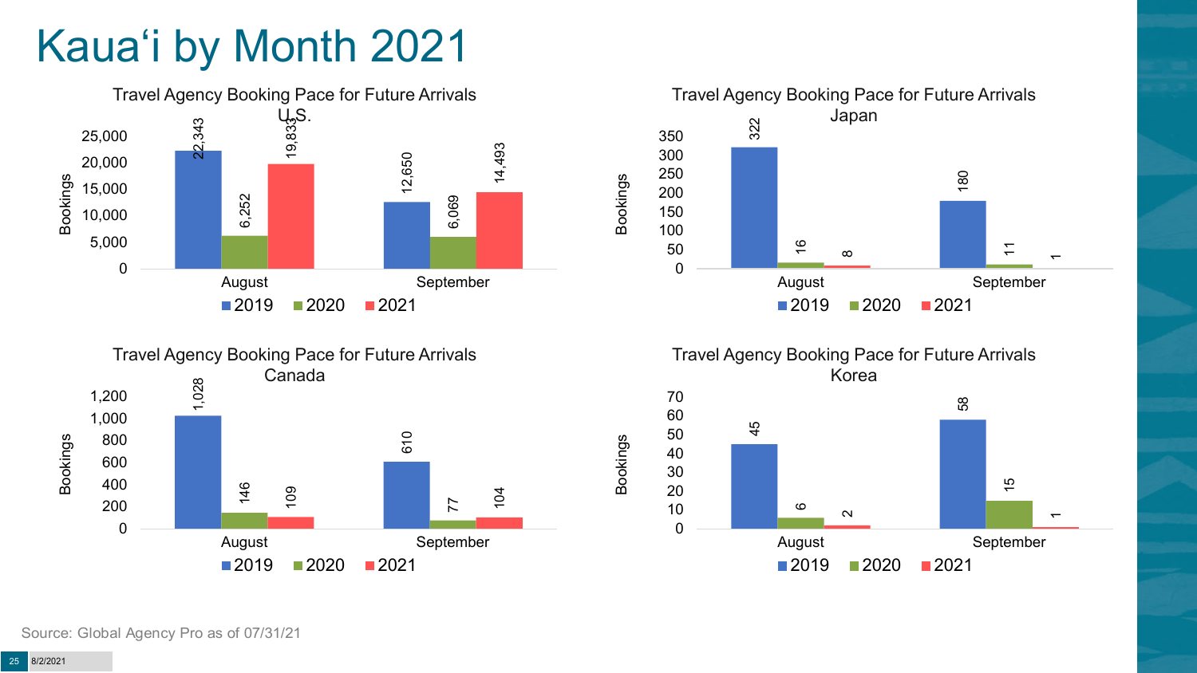# Kaua'i by Month 2021

### Travel Agency Booking Pace for Future Arrivals U.S.

| Month | 2019 | 2020 | 2021 |
|---|---|---|---|
| August | 22,343 | 6,252 | 19,833 |
| September | 12,650 | 6,069 | 14,493 |

### Travel Agency Booking Pace for Future Arrivals Japan

| Month | 2019 | 2020 | 2021 |
|---|---|---|---|
| August | 322 | 16 | 8 |
| September | 180 | 11 | 1 |

### Travel Agency Booking Pace for Future Arrivals Canada

| Month | 2019 | 2020 | 2021 |
|---|---|---|---|
| August | 1,028 | 146 | 109 |
| September | 610 | 77 | 104 |

### Travel Agency Booking Pace for Future Arrivals Korea

| Month | 2019 | 2020 | 2021 |
|---|---|---|---|
| August | 45 | 6 | 2 |
| September | 58 | 15 | 1 |

Source: Global Agency Pro as of 07/31/21

8/2/2021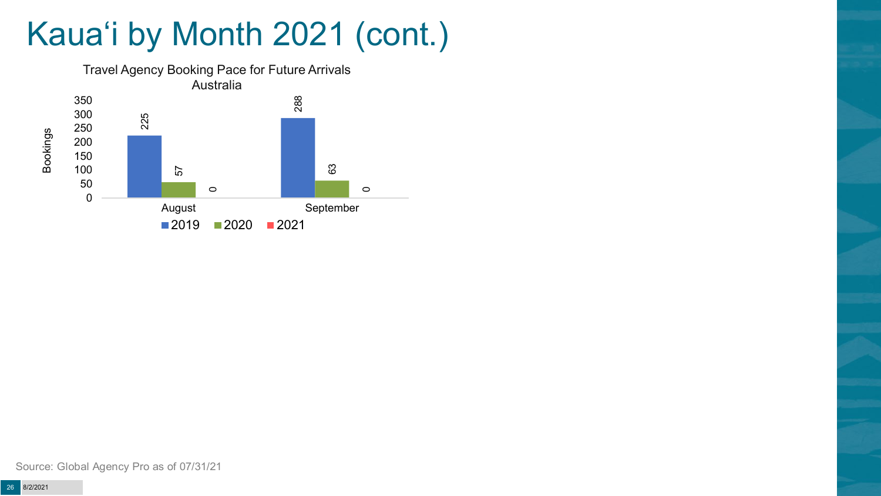# Kauaʻi by Month 2021 (cont.)

Travel Agency Booking Pace for Future Arrivals
Australia

| Month | 2019 | 2020 | 2021 |
|---|---|---|---|
| August | 225 | 57 | 0 |
| September | 288 | 63 | 0 |

Source: Global Agency Pro as of 07/31/21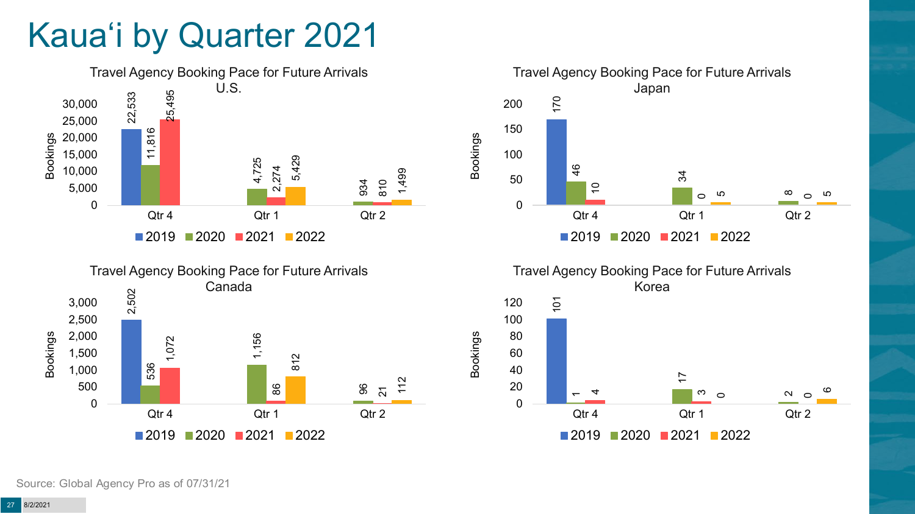# Kauaʻi by Quarter 2021

### Travel Agency Booking Pace for Future Arrivals U.S.

| Bookings | 2019 | 2020 | 2021 | 2022 |
|---|---|---|---|---|
| Qtr 4 | 22,533 | 11,816 | 25,495 | |
| Qtr 1 | | 4,725 | 2,274 | 5,429 |
| Qtr 2 | | 934 | 810 | 1,499 |

### Travel Agency Booking Pace for Future Arrivals Japan

| Bookings | 2019 | 2020 | 2021 | 2022 |
|---|---|---|---|---|
| Qtr 4 | 170 | 46 | 10 | |
| Qtr 1 | | 34 | 0 | 5 |
| Qtr 2 | | 8 | 0 | 5 |

### Travel Agency Booking Pace for Future Arrivals Canada

| Bookings | 2019 | 2020 | 2021 | 2022 |
|---|---|---|---|---|
| Qtr 4 | 2,502 | 536 | 1,072 | |
| Qtr 1 | | 1,156 | 86 | 812 |
| Qtr 2 | | 96 | 21 | 112 |

### Travel Agency Booking Pace for Future Arrivals Korea

| Bookings | 2019 | 2020 | 2021 | 2022 |
|---|---|---|---|---|
| Qtr 4 | 101 | 1 | 4 | |
| Qtr 1 | | 17 | 3 | 0 |
| Qtr 2 | | 2 | 0 | 6 |

Source: Global Agency Pro as of 07/31/21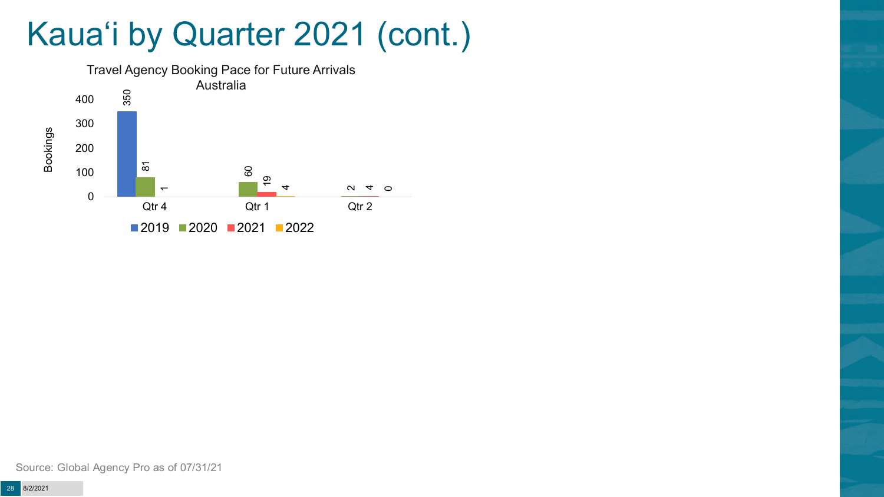# Kaua'i by Quarter 2021 (cont.)

Travel Agency Booking Pace for Future Arrivals
Australia

| | 2019 | 2020 | 2021 | 2022 |
|---|---|---|---|---|
| Qtr 4 | 350 | 81 | 1 | |
| Qtr 1 | | 60 | 19 | 4 |
| Qtr 2 | | 2 | 4 | 0 |

Source: Global Agency Pro as of 07/31/21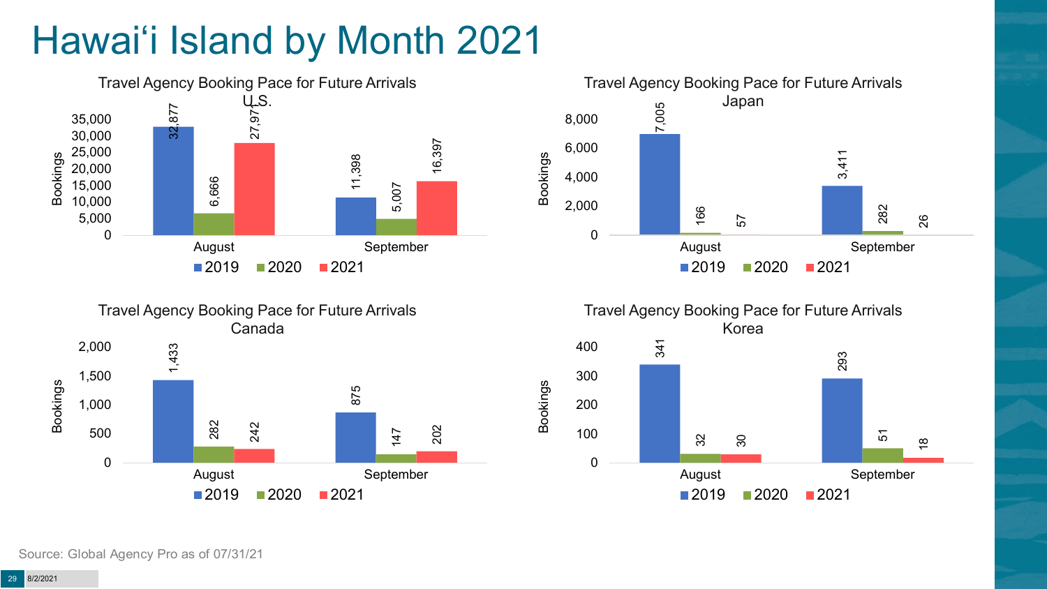# Hawai'i Island by Month 2021

## Travel Agency Booking Pace for Future Arrivals U.S.

| Month | 2019 | 2020 | 2021 |
| --- | --- | --- | --- |
| August | 32,877 | 6,666 | 27,971 |
| September | 11,398 | 5,007 | 16,397 |

## Travel Agency Booking Pace for Future Arrivals Japan

| Month | 2019 | 2020 | 2021 |
| --- | --- | --- | --- |
| August | 7,005 | 166 | 57 |
| September | 3,411 | 282 | 26 |

## Travel Agency Booking Pace for Future Arrivals Canada

| Month | 2019 | 2020 | 2021 |
| --- | --- | --- | --- |
| August | 1,433 | 282 | 242 |
| September | 875 | 147 | 202 |

## Travel Agency Booking Pace for Future Arrivals Korea

| Month | 2019 | 2020 | 2021 |
| --- | --- | --- | --- |
| August | 341 | 32 | 30 |
| September | 293 | 51 | 18 |

Source: Global Agency Pro as of 07/31/21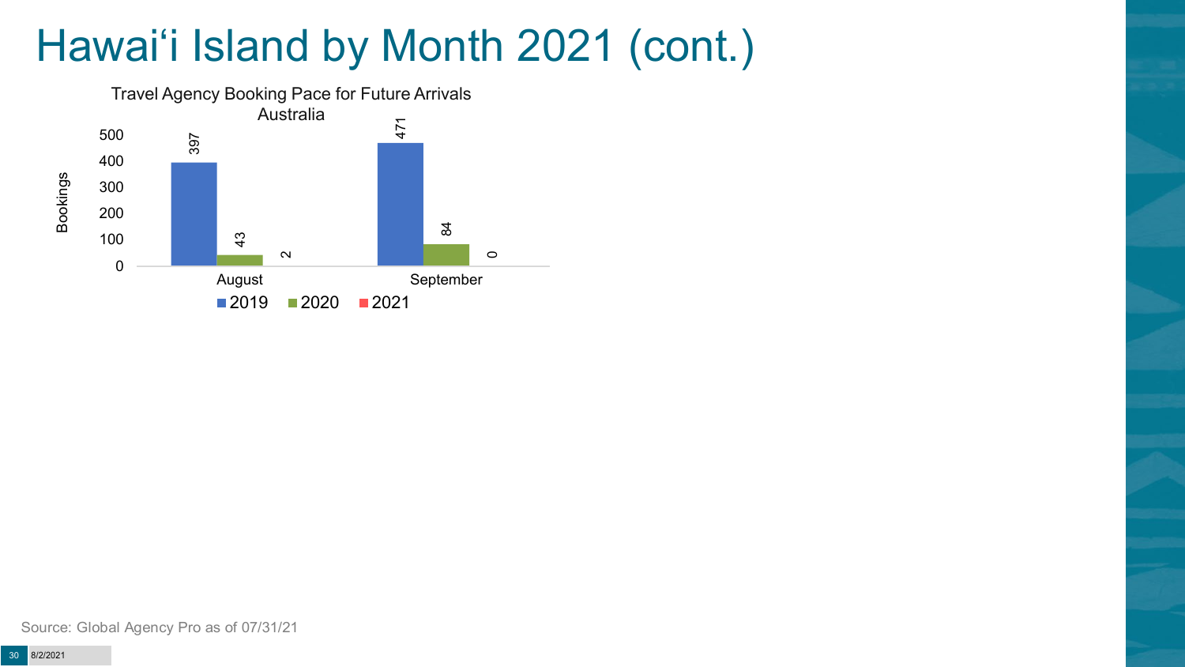# Hawai'i Island by Month 2021 (cont.)

Travel Agency Booking Pace for Future Arrivals
Australia

| Bookings | 2019 | 2020 | 2021 |
|---|---|---|---|
| August | 397 | 43 | 2 |
| September | 471 | 84 | 0 |

Source: Global Agency Pro as of 07/31/21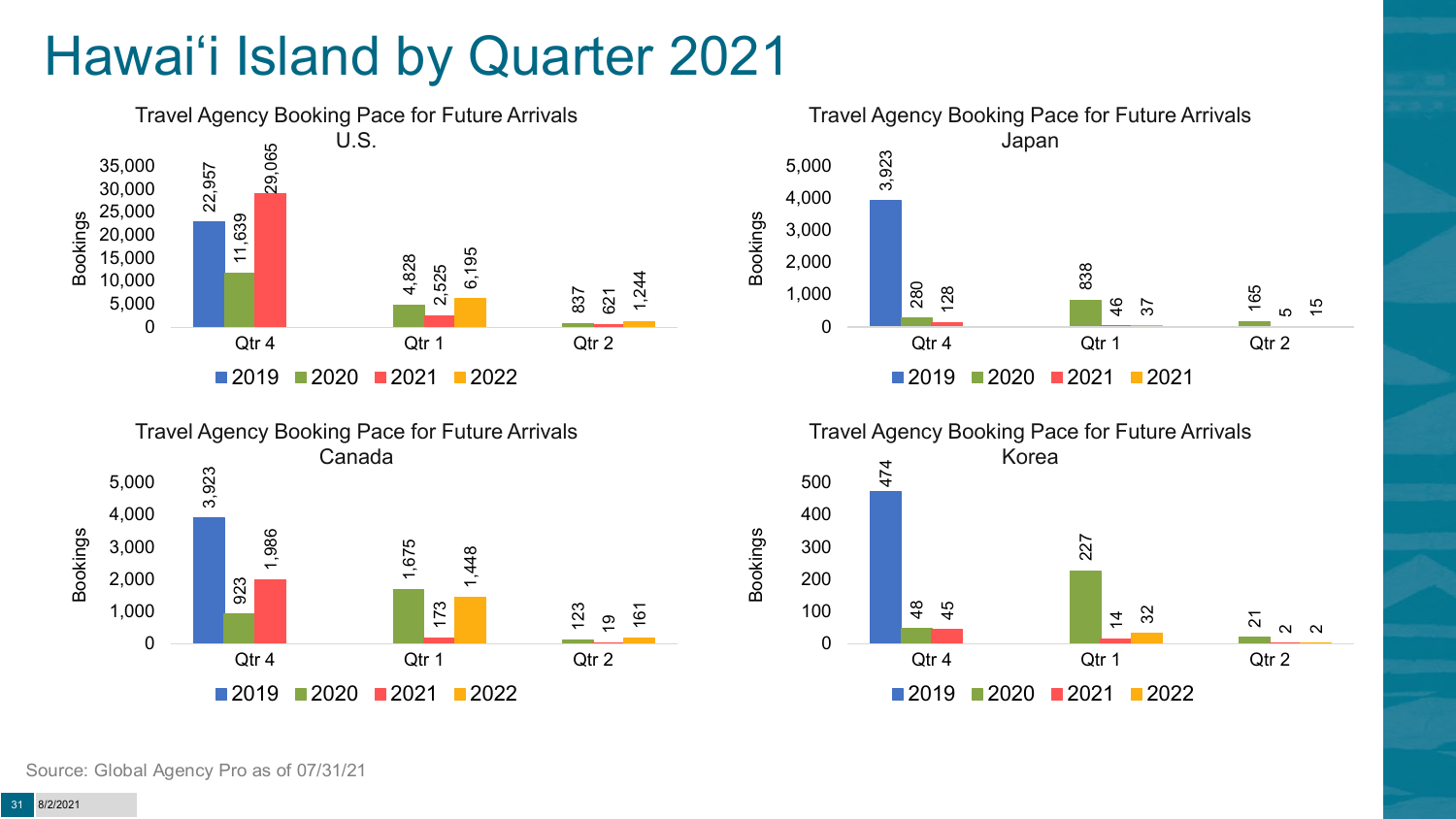# Hawai'i Island by Quarter 2021

**Travel Agency Booking Pace for Future Arrivals U.S.**

| Bookings | 2019 | 2020 | 2021 | 2022 |
|---|---|---|---|---|
| Qtr 4 | 22,957 | 11,639 | 29,065 | |
| Qtr 1 | | 4,828 | 2,525 | 6,195 |
| Qtr 2 | | 837 | 621 | 1,244 |

**Travel Agency Booking Pace for Future Arrivals Japan**

| Bookings | 2019 | 2020 | 2021 | 2021 |
|---|---|---|---|---|
| Qtr 4 | 3,923 | 280 | 128 | |
| Qtr 1 | | 838 | 46 | 37 |
| Qtr 2 | | 165 | 5 | 15 |

**Travel Agency Booking Pace for Future Arrivals Canada**

| Bookings | 2019 | 2020 | 2021 | 2022 |
|---|---|---|---|---|
| Qtr 4 | 3,923 | 923 | 1,986 | |
| Qtr 1 | | 1,675 | 173 | 1,448 |
| Qtr 2 | | 123 | 19 | 161 |

**Travel Agency Booking Pace for Future Arrivals Korea**

| Bookings | 2019 | 2020 | 2021 | 2022 |
|---|---|---|---|---|
| Qtr 4 | 474 | 48 | 45 | |
| Qtr 1 | | 227 | 14 | 32 |
| Qtr 2 | | 21 | 2 | 2 |

Source: Global Agency Pro as of 07/31/21

8/2/2021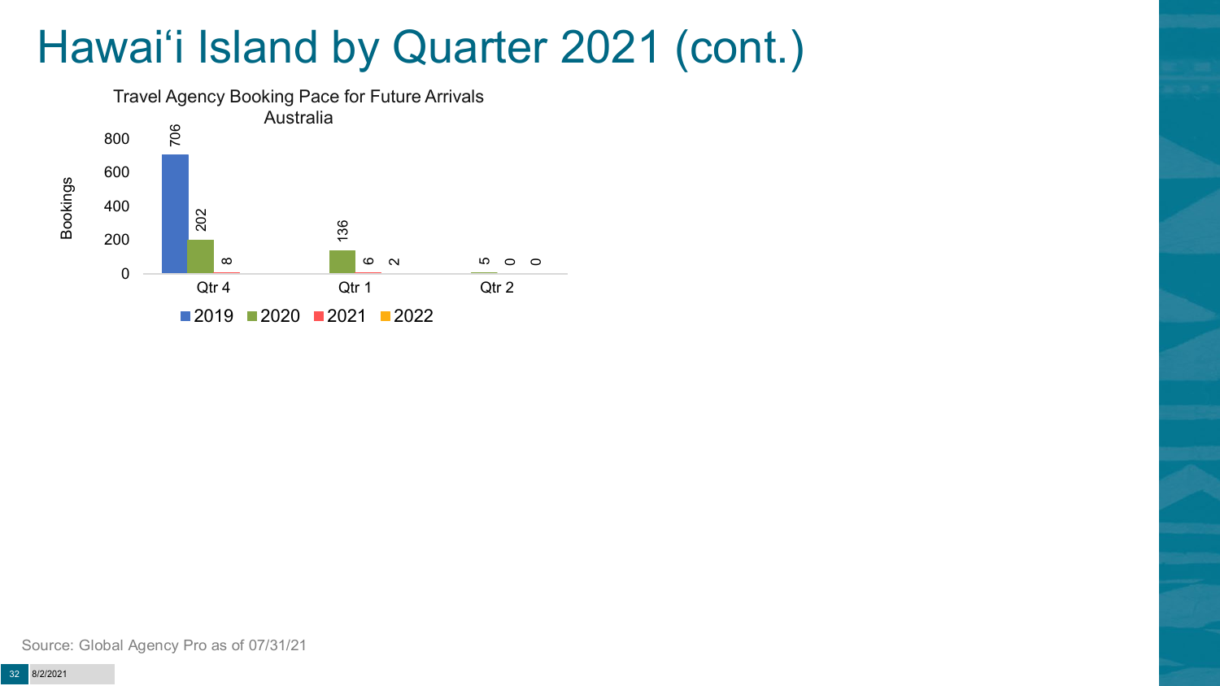# Hawai'i Island by Quarter 2021 (cont.)

Travel Agency Booking Pace for Future Arrivals
Australia

Bookings

800
600
400
200
0

706
202
8
136
6
2
5
0
0

Qtr 4
Qtr 1
Qtr 2

2019 2020 2021 2022

Source: Global Agency Pro as of 07/31/21